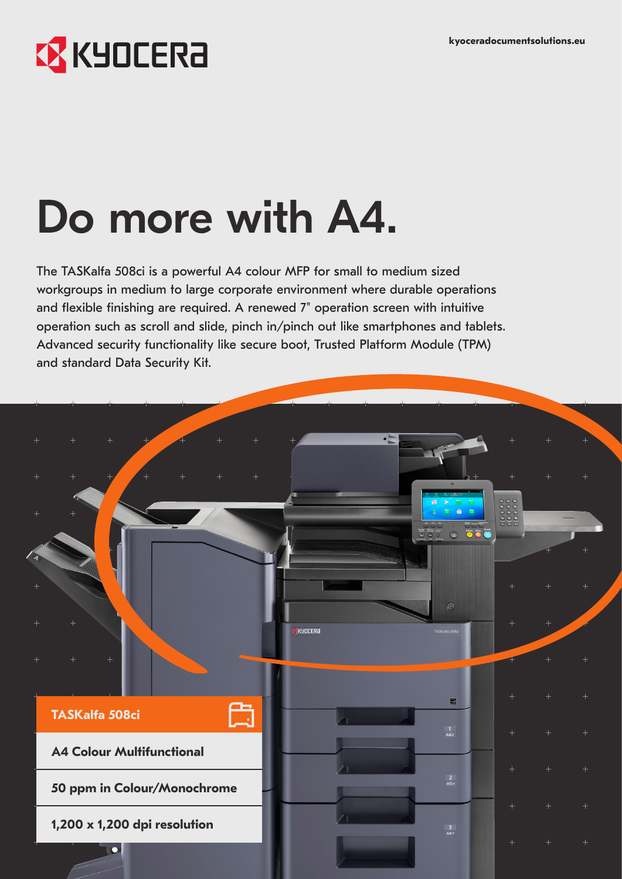kyoceradocumentsolutions.eu

# Do more with A4.

The TASKalfa 508ci is a powerful A4 colour MFP for small to medium sized workgroups in medium to large corporate environment where durable operations and flexible finishing are required. A renewed 7" operation screen with intuitive operation such as scroll and slide, pinch in/pinch out like smartphones and tablets. Advanced security functionality like secure boot, Trusted Platform Module (TPM) and standard Data Security Kit.

**TASKalfa 508ci**

**A4 Colour Multifunctional**

**50 ppm in Colour/Monochrome**

**1,200 x 1,200 dpi resolution**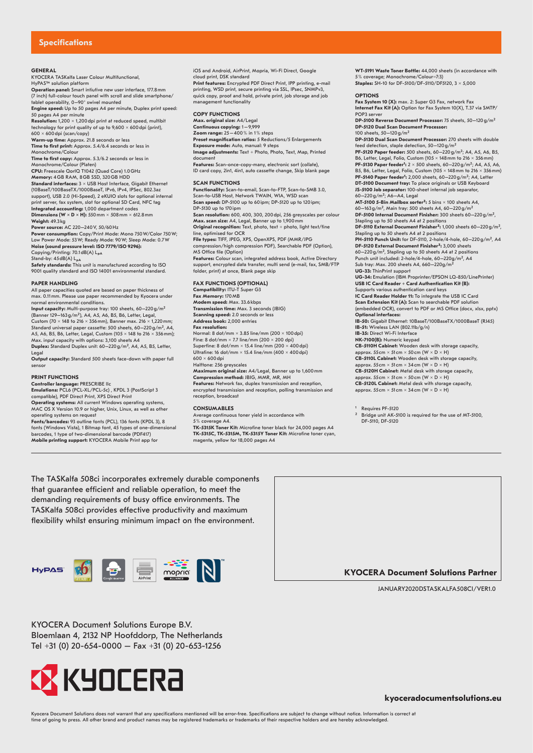## Specifications

### GENERAL

KYOCERA TASKalfa Laser Colour Multifunctional, HyPAS™ solution platform
**Operation panel:** Smart intiutive new user interface, 177.8 mm (7 inch) full-colour touch panel with scroll and slide smartphone/tablet operability, 0—90° swivel mounted
**Engine speed:** Up to 50 pages A4 per minute, Duplex print speed: 50 pages A4 per minute
**Resolution:** 1,200 × 1,200 dpi print at reduced speed, multibit technology for print quality of up to 9,600 × 600 dpi (print), 600 × 600 dpi (scan/copy)
**Warm-up time:** Approx. 21.8 seconds or less
**Time to first print:** Approx. 5.4/6.4 seconds or less in Monochrome/Colour
**Time to first copy:** Approx. 5.3/6.2 seconds or less in Monochrome/Colour (Platen)
**CPU:** Freescale QorIQ T1042 (Quad Core) 1.0 GHz
**Memory:** 4 GB RAM, 8 GB SSD, 320 GB HDD
**Standard interfaces:** 3 × USB Host Interface, Gigabit Ethernet (10BaseT/100BaseTX/1000BaseT, IPv6, IPv4, IPSec, 802.3az support), USB 2.0 (Hi-Speed), 2 eKUIO slots for optional internal print server, fax system, slot for optional SD Card, NFC tag
**Integrated accounting:** 1,000 department codes
**Dimensions (W × D × H):** 550 mm × 508 mm × 612.8 mm
**Weight:** 49.3 kg
**Power source:** AC 220—240 V, 50/60 Hz
**Power consumption:** Copy/Print Mode: Mono 750 W/Colour 750 W; Low Power Mode: 53 W; Ready Mode: 90 W; Sleep Mode: 0.7 W
**Noise (sound pressure level: ISO 7779/ISO 9296):**
Copying/Printing: 70.1 dB(A) $L_{pA}$
Stand-by: 45 dB(A) $L_{pA}$
**Safety standards:** This unit is manufactured according to ISO 9001 quality standard and ISO 14001 environmental standard.

### PAPER HANDLING

All paper capacities quoted are based on paper thickness of max. 0.11 mm. Please use paper recommended by Kyocera under normal environmental conditions.
**Input capacity:** Multi-purpose tray: 100 sheets, 60—220 g/m² (Banner 129—163 g/m²), A4, A5, A6, B5, B6, Letter, Legal, Custom (70 × 148 to 216 × 356 mm), Banner max. 216 × 1,220 mm; Standard universal paper cassette: 500 sheets, 60—220 g/m², A4, A5, A6, B5, B6, Letter, Legal, Custom (105 × 148 to 216 × 356 mm); Max. input capacity with options: 3,100 sheets A4
**Duplex:** Standard Duplex unit: 60—220 g/m², A4, A5, B5, Letter, Legal
**Output capacity:** Standard 500 sheets face-down with paper full sensor

### PRINT FUNCTIONS

**Controller language:** PRESCRIBE IIc
**Emulations:** PCL6 (PCL-XL/PCL-5c) , KPDL 3 (PostScript 3 compatible), PDF Direct Print, XPS Direct Print
**Operating systems:** All current Windows operating systems, MAC OS X Version 10.9 or higher, Unix, Linux, as well as other operating systems on request
**Fonts/barcodes:** 93 outline fonts (PCL), 136 fonts (KPDL 3), 8 fonts (Windows Vista), 1 Bitmap font, 45 types of one-dimensional barcodes, 1 type of two-dimensional barcode (PDF417)
**Mobile printing support:** KYOCERA Mobile Print app for iOS and Android, AirPrint, Mopria, Wi-Fi Direct, Google cloud print, DSK standard
**Print features:** Encrypted PDF Direct Print, IPP printing, e-mail printing, WSD print, secure printing via SSL, IPsec, SNMPv3, quick copy, proof and hold, private print, job storage and job management functionality

### COPY FUNCTIONS

**Max. original size:** A4/Legal
**Continuous copying:** 1—9,999
**Zoom range:** 25—400 % in 1 % steps
**Preset magnification ratios:** 5 Reductions/5 Enlargements
**Exposure mode:** Auto, manual: 9 steps
**Image adjustments:** Text + Photo, Photo, Text, Map, Printed document
**Features:** Scan-once-copy-many, electronic sort (collate), ID card copy, 2in1, 4in1, auto cassette change, Skip blank page

### SCAN FUNCTIONS

**Functionality:** Scan-to-email, Scan-to-FTP, Scan-to-SMB 3.0, Scan-to-USB Host, Network TWAIN, WIA, WSD scan
**Scan speed:** DP-5100 up to 60 ipm; DP-5120 up to 120 ipm; DP-5130 up to 170 ipm
**Scan resolution:** 600, 400, 300, 200 dpi, 256 greyscales per colour
**Max. scan size:** A4, Legal, Banner up to 1,900 mm
**Original recognition:** Text, photo, text + photo, light text/fine line, optimised for OCR
**File types:** TIFF, JPEG, XPS, OpenXPS, PDF (MMR/JPG compression/high compression PDF), Searchable PDF (Option), MS Office file (Option)
**Features:** Colour scan, integrated address book, Active Directory support, encrypted data transfer, multi send (e-mail, fax, SMB/FTP folder, print) at once, Blank page skip

### FAX FUNCTIONS (OPTIONAL)

**Compatibility:** ITU-T Super G3
**Fax Memory:** 170 MB
**Modem speed:** Max. 33.6 kbps
**Transmission time:** Max. 3 seconds (JBIG)
**Scanning speed:** 2.0 seconds or less
**Address book:** 2,000 entries
**Fax resolution:**
Normal: 8 dot/mm × 3.85 line/mm (200 × 100 dpi)
Fine: 8 dot/mm × 7.7 line/mm (200 × 200 dpi)
Superfine: 8 dot/mm × 15.4 line/mm (200 × 400 dpi)
Ultrafine: 16 dot/mm × 15.4 line/mm (400 × 400 dpi)
600 × 600 dpi
Halftone: 256 greyscales
**Maximum original size:** A4/Legal, Banner up to 1,600 mm
**Compression method:** JBIG, MMR, MR, MH
**Features:** Network fax, duplex transmission and reception, encrypted transmission and reception, polling transmission and reception, broadcast

### CONSUMABLES

Average continuous toner yield in accordance with 5% coverage A4.
**TK-5315K Toner Kit:** Microfine toner black for 24,000 pages A4
**TK-5315C, TK-5315M, TK-5315Y Toner Kit:** Microfine toner cyan, magenta, yellow for 18,000 pages A4
**WT-5191 Waste Toner Bottle:** 44,000 sheets (in accordance with 5% coverage; Monochrome/Colour=7:3)
**Staples:** SH-10 for DF-5100/DF-5110/DF5120, 3 × 5,000

### OPTIONS

**Fax System 10 (X):** max. 2: Super G3 Fax, network Fax
**Internet Fax Kit (A):** Option for Fax System 10(X), T.37 via SMTP/POP3 server
**DP-5100 Reverse Document Processor:** 75 sheets, 50—120 g/m²
**DP-5120 Dual Scan Document Processor:** 100 sheets, 50—120 g/m²
**DP-5130 Dual Scan Document Processor:** 270 sheets with double feed detection, staple detection, 50—120 g/m²
**PF-5120 Paper feeder:** 500 sheets, 60—220 g/m²; A4, A5, A6, B5, B6, Letter, Legal, Folio, Custom (105 × 148 mm to 216 × 356 mm)
**PF-5130 Paper feeder[1]:** 2 × 500 sheets, 60—220 g/m²; A4, A5, A6, B5, B6, Letter, Legal, Folio, Custom (105 × 148 mm to 216 × 356 mm)
**PF-5140 Paper feeder[1]:** 2,000 sheets, 60—220 g/m²; A4, Letter
**DT-5100 Document tray:** To place originals or USB Keyboard
**JS-5100 Job separator:** 100-sheet internal job separator, 60—220 g/m²; A6—A4, Legal
**MT-5100 5-Bin Mailbox sorter[2]:** 5 bins × 100 sheets A4, 60—163 g/m², Main tray: 500 sheets A4, 60—220 g/m²
**DF-5100 Internal Document Finisher:** 300 sheets 60—220 g/m², Stapling up to 50 sheets A4 at 2 positions
**DF-5110 External Document Finisher[2]:** 1,000 sheets 60—220 g/m², Stapling up to 50 sheets A4 at 2 positions
**PH-5110 Punch Unit:** for DF-5110, 2-hole/4-hole, 60—220 g/m², A4
**DF-5120 External Document Finisher[2]:** 3,000 sheets 60—220 g/m², Stapling up to 50 sheets A4 at 2 positions
Punch unit included: 2-hole/4-hole, 60—220g/m², A4
Sub tray: Max. 200 sheets A4, 660—220g/m²
**UG-33:** ThinPrint support
**UG-34:** Emulation (IBM Proprinter/EPSON LQ-850/LinePrinter)
**USB IC Card Reader + Card Authentication Kit (B):** Supports various authentication card keys
**IC Card Reader Holder 11:** To integrate the USB IC Card
**Scan Extension Kit (A):** Scan to searchable PDF solution (embedded OCR), convert to PDF or MS Office (docx, xlsx, pptx)
**Optional interfaces:**
**IB-50:** Gigabit Ethernet: 10BaseT/100BaseTX/1000BaseT (RJ45)
**IB-51:** Wireless LAN (802.11b/g/n)
**IB-35:** Direct Wi-Fi Interface
**NK-7100(B):** Numeric keypad
**CB-5110H Cabinet:** Wooden desk with storage capacity, approx. 55 cm × 51 cm × 50 cm (W × D × H)
**CB-5110L Cabinet:** Wooden desk with storage capacity, approx. 55 cm × 51 cm × 34 cm (W × D × H)
**CB-5120H Cabinet:** Metal desk with storage capacity, approx. 55 cm × 51 cm × 50 cm (W × D × H)
**CB-5120L Cabinet:** Metal desk with storage capacity, approx. 55 cm × 51 cm × 34 cm (W × D × H)

[1] Requires PF-5120
[2] Bridge unit AK-5100 is required for the use of MT-5100, DF-5110, DF-5120

The TASKalfa 508ci incorporates extremely durable components that guarantee efficient and reliable operation, to meet the demanding requirements of busy office environments. The TASKalfa 508ci provides effective productivity and maximum flexibility whilst ensuring minimum impact on the environment.

**KYOCERA Document Solutions Partner**

JANUARY2020DSTASKALFA508CI/VER1.0

KYOCERA Document Solutions Europe B.V.
Bloemlaan 4, 2132 NP Hoofddorp, The Netherlands
Tel +31 (0) 20-654-0000 — Fax +31 (0) 20-653-1256

**kyoceradocumentsolutions.eu**

Kyocera Document Solutions does not warrant that any specifications mentioned will be error-free. Specifications are subject to change without notice. Information is correct at time of going to press. All other brand and product names may be registered trademarks or trademarks of their respective holders and are hereby acknowledged.